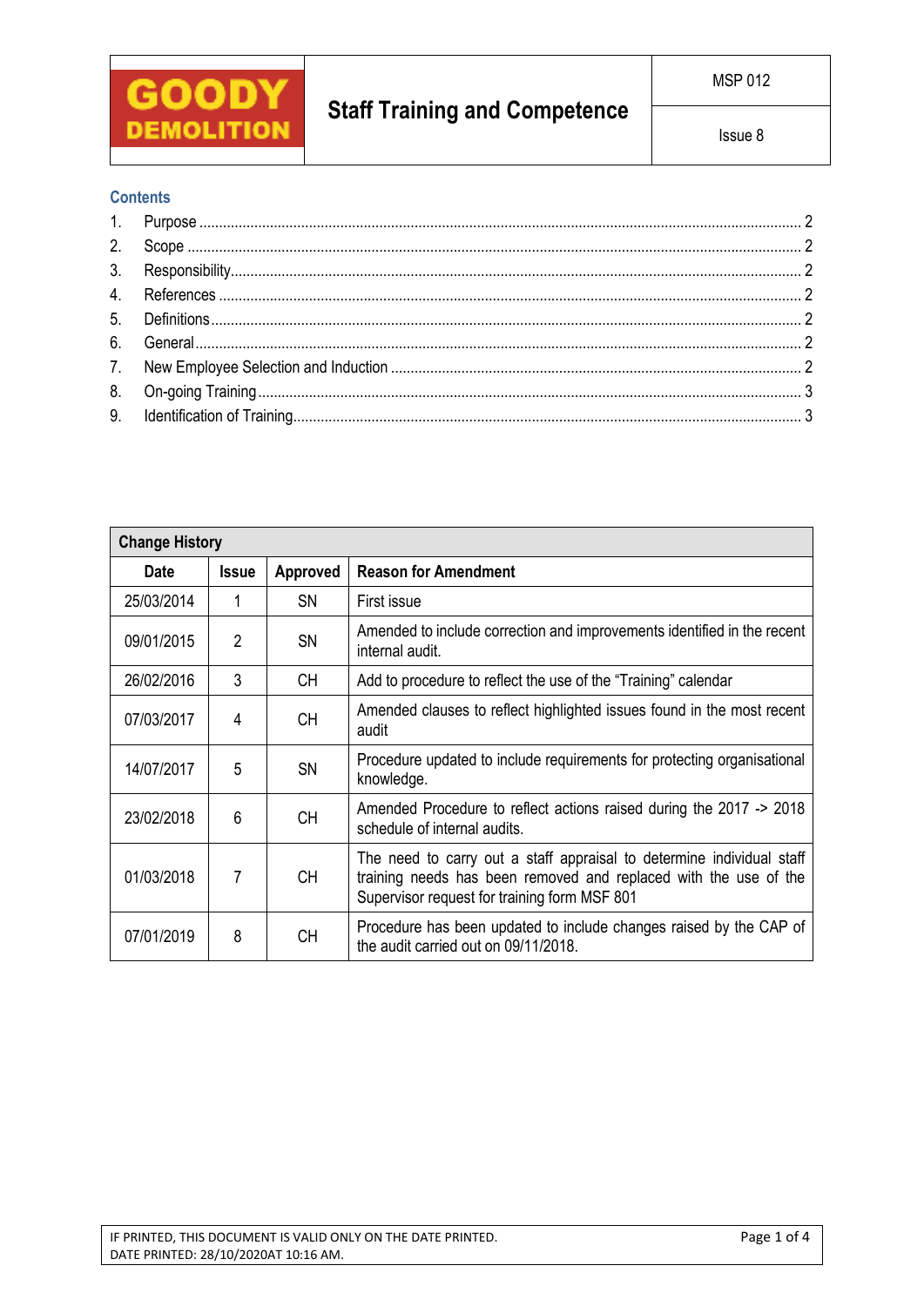| GOODY DEMOLITION | Staff Training and Competence | MSP 012 |
|---|---|---|
| | | Issue 8 |

## Contents

1. Purpose ........ 2
2. Scope ........ 2
3. Responsibility ........ 2
4. References ........ 2
5. Definitions ........ 2
6. General ........ 2
7. New Employee Selection and Induction ........ 2
8. On-going Training ........ 3
9. Identification of Training ........ 3

| Change History | | | |
|---|---|---|---|
| **Date** | **Issue** | **Approved** | **Reason for Amendment** |
| 25/03/2014 | 1 | SN | First issue |
| 09/01/2015 | 2 | SN | Amended to include correction and improvements identified in the recent internal audit. |
| 26/02/2016 | 3 | CH | Add to procedure to reflect the use of the “Training” calendar |
| 07/03/2017 | 4 | CH | Amended clauses to reflect highlighted issues found in the most recent audit |
| 14/07/2017 | 5 | SN | Procedure updated to include requirements for protecting organisational knowledge. |
| 23/02/2018 | 6 | CH | Amended Procedure to reflect actions raised during the 2017 -> 2018 schedule of internal audits. |
| 01/03/2018 | 7 | CH | The need to carry out a staff appraisal to determine individual staff training needs has been removed and replaced with the use of the Supervisor request for training form MSF 801 |
| 07/01/2019 | 8 | CH | Procedure has been updated to include changes raised by the CAP of the audit carried out on 09/11/2018. |

IF PRINTED, THIS DOCUMENT IS VALID ONLY ON THE DATE PRINTED.
DATE PRINTED: 28/10/2020AT 10:16 AM.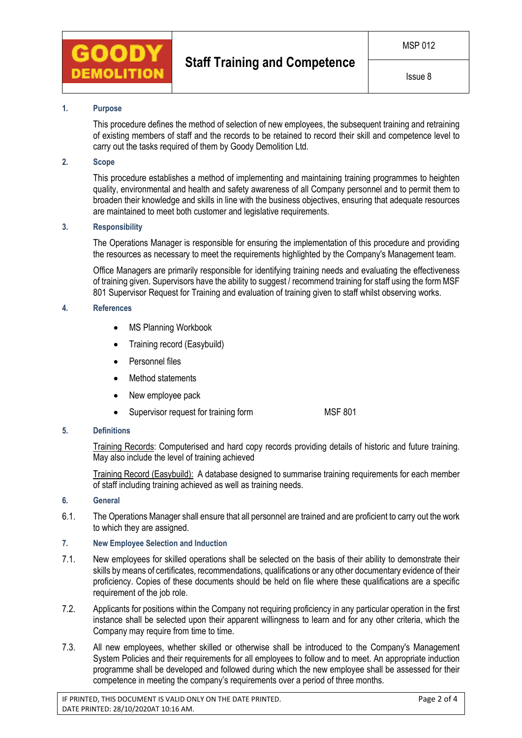## 1. Purpose

This procedure defines the method of selection of new employees, the subsequent training and retraining of existing members of staff and the records to be retained to record their skill and competence level to carry out the tasks required of them by Goody Demolition Ltd.

## 2. Scope

This procedure establishes a method of implementing and maintaining training programmes to heighten quality, environmental and health and safety awareness of all Company personnel and to permit them to broaden their knowledge and skills in line with the business objectives, ensuring that adequate resources are maintained to meet both customer and legislative requirements.

## 3. Responsibility

The Operations Manager is responsible for ensuring the implementation of this procedure and providing the resources as necessary to meet the requirements highlighted by the Company's Management team.

Office Managers are primarily responsible for identifying training needs and evaluating the effectiveness of training given. Supervisors have the ability to suggest / recommend training for staff using the form MSF 801 Supervisor Request for Training and evaluation of training given to staff whilst observing works.

## 4. References

- MS Planning Workbook
- Training record (Easybuild)
- Personnel files
- Method statements
- New employee pack
- Supervisor request for training form MSF 801

## 5. Definitions

Training Records: Computerised and hard copy records providing details of historic and future training. May also include the level of training achieved

Training Record (Easybuild): A database designed to summarise training requirements for each member of staff including training achieved as well as training needs.

## 6. General

6.1. The Operations Manager shall ensure that all personnel are trained and are proficient to carry out the work to which they are assigned.

## 7. New Employee Selection and Induction

7.1. New employees for skilled operations shall be selected on the basis of their ability to demonstrate their skills by means of certificates, recommendations, qualifications or any other documentary evidence of their proficiency. Copies of these documents should be held on file where these qualifications are a specific requirement of the job role.

7.2. Applicants for positions within the Company not requiring proficiency in any particular operation in the first instance shall be selected upon their apparent willingness to learn and for any other criteria, which the Company may require from time to time.

7.3. All new employees, whether skilled or otherwise shall be introduced to the Company's Management System Policies and their requirements for all employees to follow and to meet. An appropriate induction programme shall be developed and followed during which the new employee shall be assessed for their competence in meeting the company's requirements over a period of three months.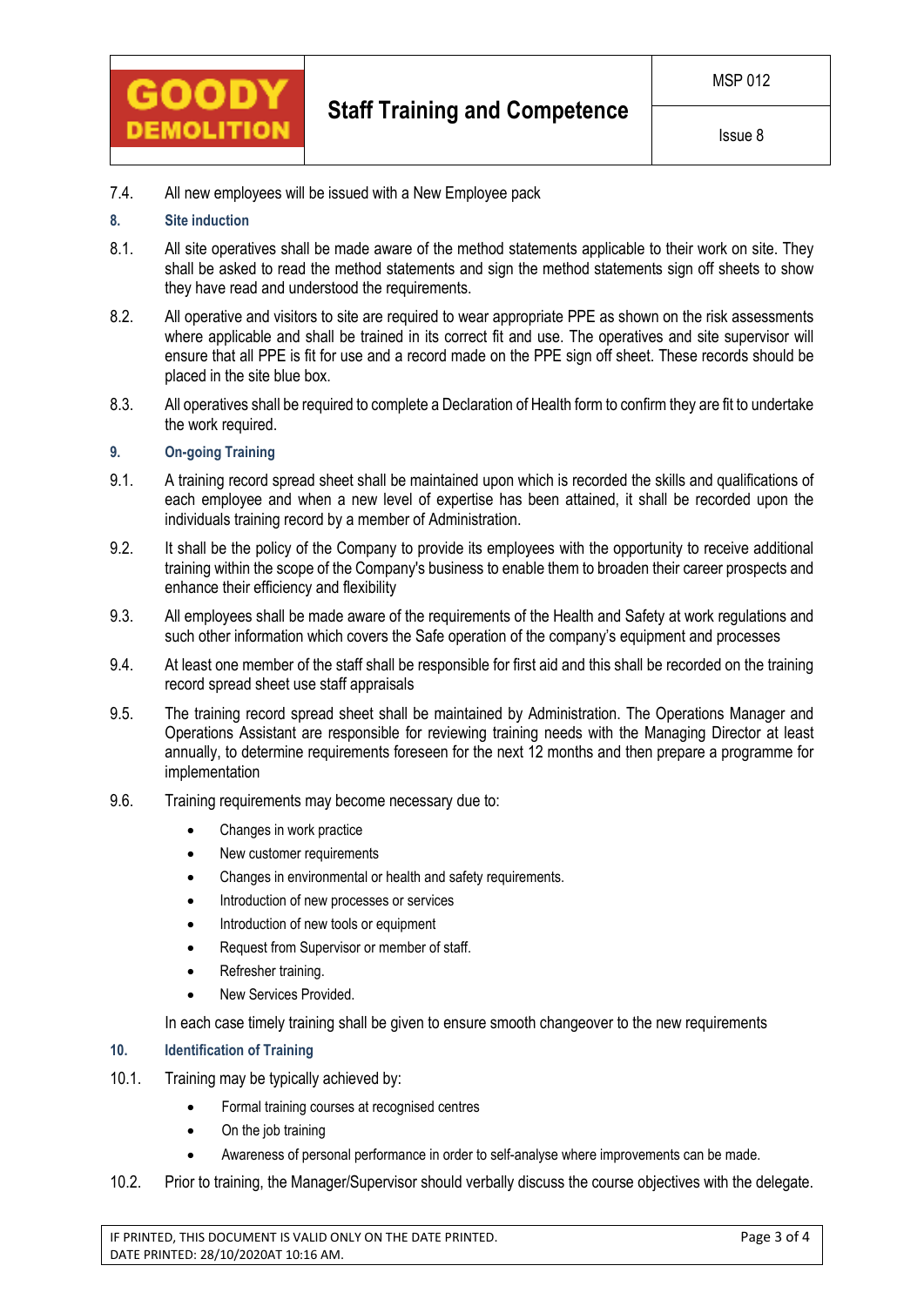7.4. All new employees will be issued with a New Employee pack

## 8. Site induction

8.1. All site operatives shall be made aware of the method statements applicable to their work on site. They shall be asked to read the method statements and sign the method statements sign off sheets to show they have read and understood the requirements.

8.2. All operative and visitors to site are required to wear appropriate PPE as shown on the risk assessments where applicable and shall be trained in its correct fit and use. The operatives and site supervisor will ensure that all PPE is fit for use and a record made on the PPE sign off sheet. These records should be placed in the site blue box.

8.3. All operatives shall be required to complete a Declaration of Health form to confirm they are fit to undertake the work required.

## 9. On-going Training

9.1. A training record spread sheet shall be maintained upon which is recorded the skills and qualifications of each employee and when a new level of expertise has been attained, it shall be recorded upon the individuals training record by a member of Administration.

9.2. It shall be the policy of the Company to provide its employees with the opportunity to receive additional training within the scope of the Company's business to enable them to broaden their career prospects and enhance their efficiency and flexibility

9.3. All employees shall be made aware of the requirements of the Health and Safety at work regulations and such other information which covers the Safe operation of the company's equipment and processes

9.4. At least one member of the staff shall be responsible for first aid and this shall be recorded on the training record spread sheet use staff appraisals

9.5. The training record spread sheet shall be maintained by Administration. The Operations Manager and Operations Assistant are responsible for reviewing training needs with the Managing Director at least annually, to determine requirements foreseen for the next 12 months and then prepare a programme for implementation

9.6. Training requirements may become necessary due to:

- Changes in work practice
- New customer requirements
- Changes in environmental or health and safety requirements.
- Introduction of new processes or services
- Introduction of new tools or equipment
- Request from Supervisor or member of staff.
- Refresher training.
- New Services Provided.

In each case timely training shall be given to ensure smooth changeover to the new requirements

## 10. Identification of Training

10.1. Training may be typically achieved by:

- Formal training courses at recognised centres
- On the job training
- Awareness of personal performance in order to self-analyse where improvements can be made.

10.2. Prior to training, the Manager/Supervisor should verbally discuss the course objectives with the delegate.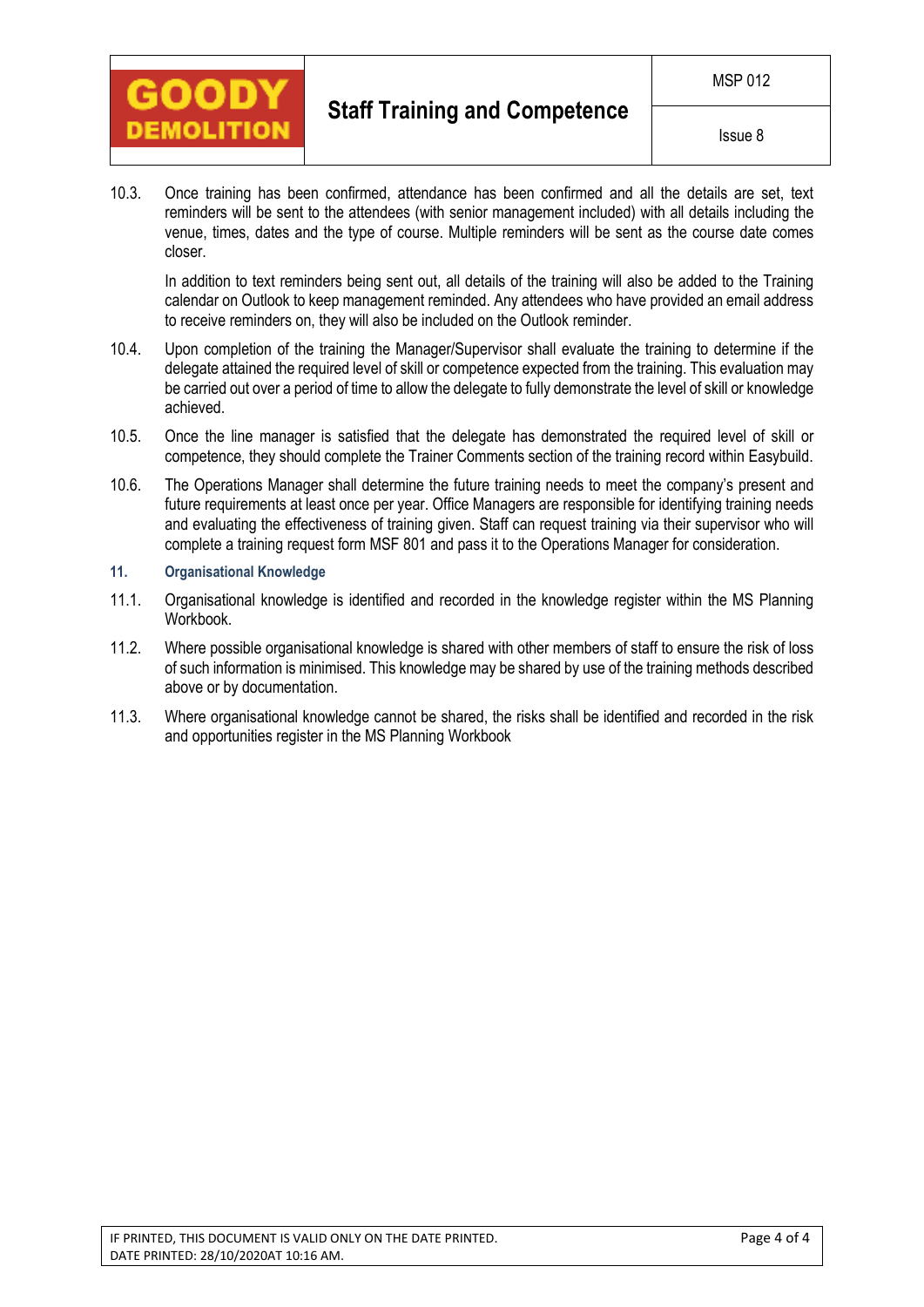10.3. Once training has been confirmed, attendance has been confirmed and all the details are set, text reminders will be sent to the attendees (with senior management included) with all details including the venue, times, dates and the type of course. Multiple reminders will be sent as the course date comes closer.

In addition to text reminders being sent out, all details of the training will also be added to the Training calendar on Outlook to keep management reminded. Any attendees who have provided an email address to receive reminders on, they will also be included on the Outlook reminder.

10.4. Upon completion of the training the Manager/Supervisor shall evaluate the training to determine if the delegate attained the required level of skill or competence expected from the training. This evaluation may be carried out over a period of time to allow the delegate to fully demonstrate the level of skill or knowledge achieved.

10.5. Once the line manager is satisfied that the delegate has demonstrated the required level of skill or competence, they should complete the Trainer Comments section of the training record within Easybuild.

10.6. The Operations Manager shall determine the future training needs to meet the company's present and future requirements at least once per year. Office Managers are responsible for identifying training needs and evaluating the effectiveness of training given. Staff can request training via their supervisor who will complete a training request form MSF 801 and pass it to the Operations Manager for consideration.

## 11. Organisational Knowledge

11.1. Organisational knowledge is identified and recorded in the knowledge register within the MS Planning Workbook.

11.2. Where possible organisational knowledge is shared with other members of staff to ensure the risk of loss of such information is minimised. This knowledge may be shared by use of the training methods described above or by documentation.

11.3. Where organisational knowledge cannot be shared, the risks shall be identified and recorded in the risk and opportunities register in the MS Planning Workbook